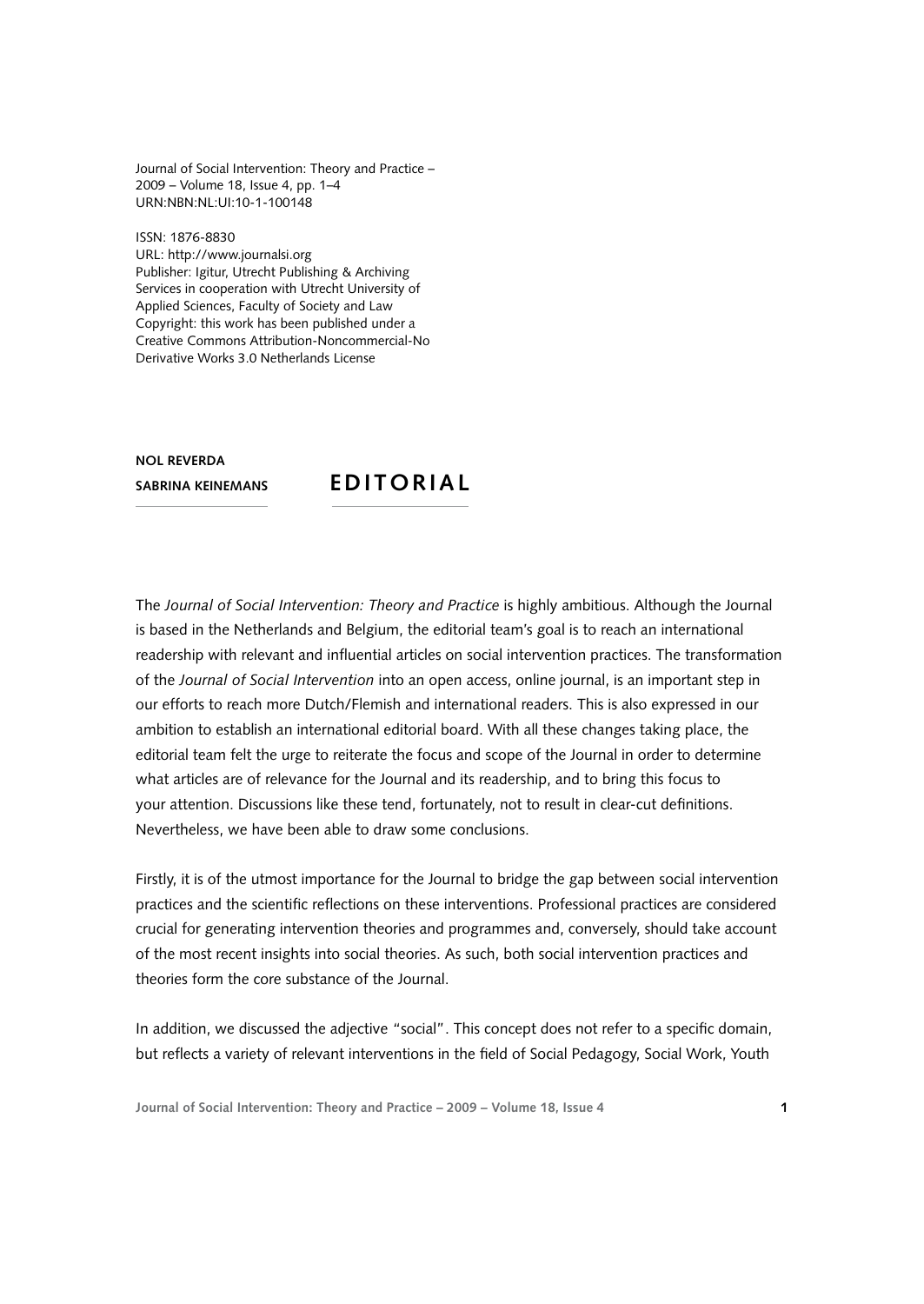Journal of Social Intervention: Theory and Practice –
2009 – Volume 18, Issue 4, pp. 1–4
URN:NBN:NL:UI:10-1-100148

ISSN: 1876-8830
URL: http://www.journalsi.org
Publisher: Igitur, Utrecht Publishing & Archiving Services in cooperation with Utrecht University of Applied Sciences, Faculty of Society and Law
Copyright: this work has been published under a Creative Commons Attribution-Noncommercial-No Derivative Works 3.0 Netherlands License

**NOL REVERDA**
**SABRINA KEINEMANS**

# EDITORIAL

The *Journal of Social Intervention: Theory and Practice* is highly ambitious. Although the Journal is based in the Netherlands and Belgium, the editorial team's goal is to reach an international readership with relevant and influential articles on social intervention practices. The transformation of the *Journal of Social Intervention* into an open access, online journal, is an important step in our efforts to reach more Dutch/Flemish and international readers. This is also expressed in our ambition to establish an international editorial board. With all these changes taking place, the editorial team felt the urge to reiterate the focus and scope of the Journal in order to determine what articles are of relevance for the Journal and its readership, and to bring this focus to your attention. Discussions like these tend, fortunately, not to result in clear-cut definitions. Nevertheless, we have been able to draw some conclusions.

Firstly, it is of the utmost importance for the Journal to bridge the gap between social intervention practices and the scientific reflections on these interventions. Professional practices are considered crucial for generating intervention theories and programmes and, conversely, should take account of the most recent insights into social theories. As such, both social intervention practices and theories form the core substance of the Journal.

In addition, we discussed the adjective "social". This concept does not refer to a specific domain, but reflects a variety of relevant interventions in the field of Social Pedagogy, Social Work, Youth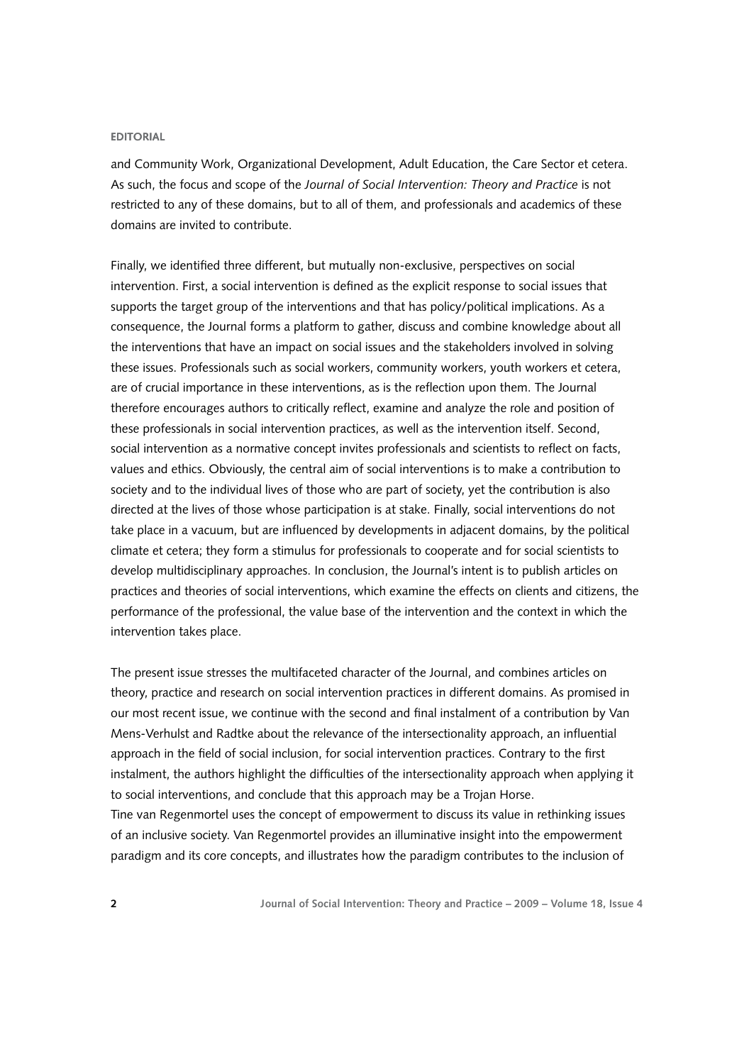and Community Work, Organizational Development, Adult Education, the Care Sector et cetera. As such, the focus and scope of the *Journal of Social Intervention: Theory and Practice* is not restricted to any of these domains, but to all of them, and professionals and academics of these domains are invited to contribute.

Finally, we identified three different, but mutually non-exclusive, perspectives on social intervention. First, a social intervention is defined as the explicit response to social issues that supports the target group of the interventions and that has policy/political implications. As a consequence, the Journal forms a platform to gather, discuss and combine knowledge about all the interventions that have an impact on social issues and the stakeholders involved in solving these issues. Professionals such as social workers, community workers, youth workers et cetera, are of crucial importance in these interventions, as is the reflection upon them. The Journal therefore encourages authors to critically reflect, examine and analyze the role and position of these professionals in social intervention practices, as well as the intervention itself. Second, social intervention as a normative concept invites professionals and scientists to reflect on facts, values and ethics. Obviously, the central aim of social interventions is to make a contribution to society and to the individual lives of those who are part of society, yet the contribution is also directed at the lives of those whose participation is at stake. Finally, social interventions do not take place in a vacuum, but are influenced by developments in adjacent domains, by the political climate et cetera; they form a stimulus for professionals to cooperate and for social scientists to develop multidisciplinary approaches. In conclusion, the Journal's intent is to publish articles on practices and theories of social interventions, which examine the effects on clients and citizens, the performance of the professional, the value base of the intervention and the context in which the intervention takes place.

The present issue stresses the multifaceted character of the Journal, and combines articles on theory, practice and research on social intervention practices in different domains. As promised in our most recent issue, we continue with the second and final instalment of a contribution by Van Mens-Verhulst and Radtke about the relevance of the intersectionality approach, an influential approach in the field of social inclusion, for social intervention practices. Contrary to the first instalment, the authors highlight the difficulties of the intersectionality approach when applying it to social interventions, and conclude that this approach may be a Trojan Horse.

Tine van Regenmortel uses the concept of empowerment to discuss its value in rethinking issues of an inclusive society. Van Regenmortel provides an illuminative insight into the empowerment paradigm and its core concepts, and illustrates how the paradigm contributes to the inclusion of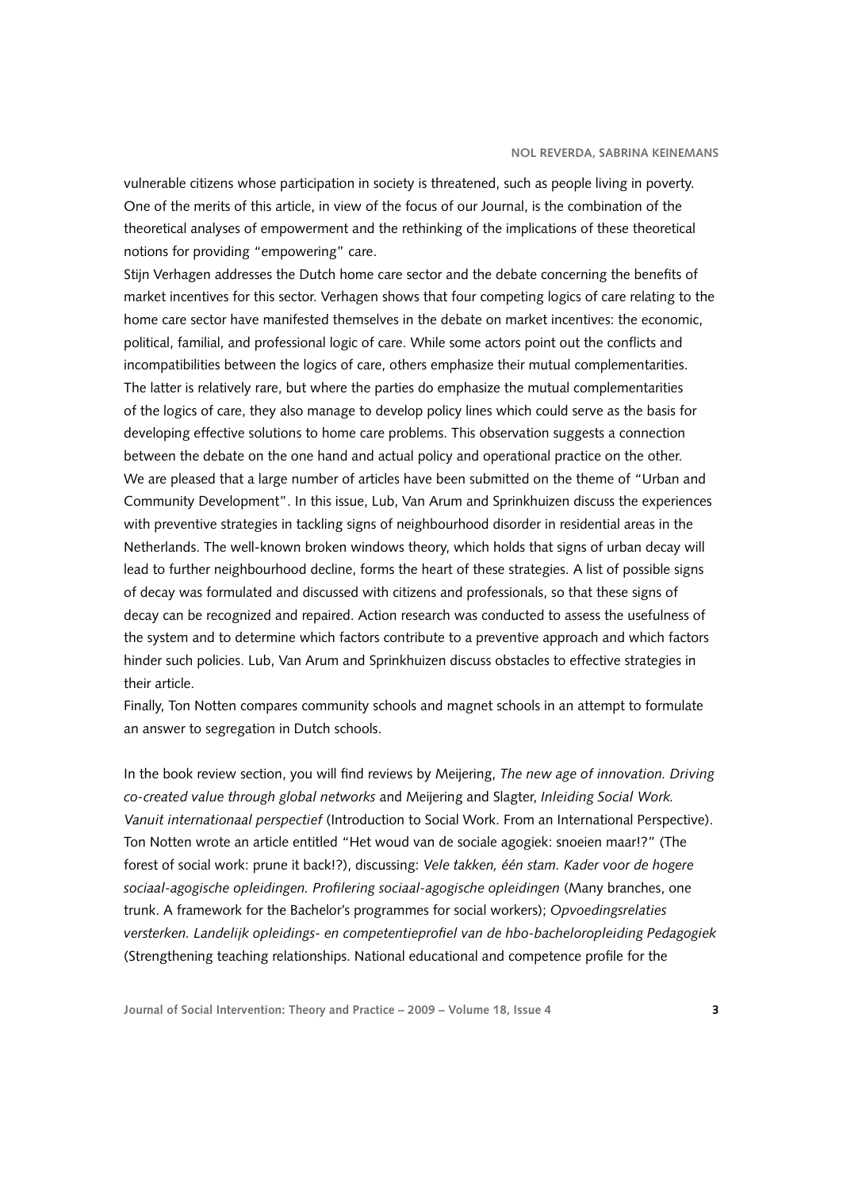vulnerable citizens whose participation in society is threatened, such as people living in poverty. One of the merits of this article, in view of the focus of our Journal, is the combination of the theoretical analyses of empowerment and the rethinking of the implications of these theoretical notions for providing "empowering" care.

Stijn Verhagen addresses the Dutch home care sector and the debate concerning the benefits of market incentives for this sector. Verhagen shows that four competing logics of care relating to the home care sector have manifested themselves in the debate on market incentives: the economic, political, familial, and professional logic of care. While some actors point out the conflicts and incompatibilities between the logics of care, others emphasize their mutual complementarities. The latter is relatively rare, but where the parties do emphasize the mutual complementarities of the logics of care, they also manage to develop policy lines which could serve as the basis for developing effective solutions to home care problems. This observation suggests a connection between the debate on the one hand and actual policy and operational practice on the other.

We are pleased that a large number of articles have been submitted on the theme of "Urban and Community Development". In this issue, Lub, Van Arum and Sprinkhuizen discuss the experiences with preventive strategies in tackling signs of neighbourhood disorder in residential areas in the Netherlands. The well-known broken windows theory, which holds that signs of urban decay will lead to further neighbourhood decline, forms the heart of these strategies. A list of possible signs of decay was formulated and discussed with citizens and professionals, so that these signs of decay can be recognized and repaired. Action research was conducted to assess the usefulness of the system and to determine which factors contribute to a preventive approach and which factors hinder such policies. Lub, Van Arum and Sprinkhuizen discuss obstacles to effective strategies in their article.

Finally, Ton Notten compares community schools and magnet schools in an attempt to formulate an answer to segregation in Dutch schools.

In the book review section, you will find reviews by Meijering, *The new age of innovation. Driving co-created value through global networks* and Meijering and Slagter, *Inleiding Social Work. Vanuit internationaal perspectief* (Introduction to Social Work. From an International Perspective). Ton Notten wrote an article entitled "Het woud van de sociale agogiek: snoeien maar!?" (The forest of social work: prune it back!?), discussing: *Vele takken, één stam. Kader voor de hogere sociaal-agogische opleidingen. Profilering sociaal-agogische opleidingen* (Many branches, one trunk. A framework for the Bachelor's programmes for social workers); *Opvoedingsrelaties versterken. Landelijk opleidings- en competentieprofiel van de hbo-bacheloropleiding Pedagogiek* (Strengthening teaching relationships. National educational and competence profile for the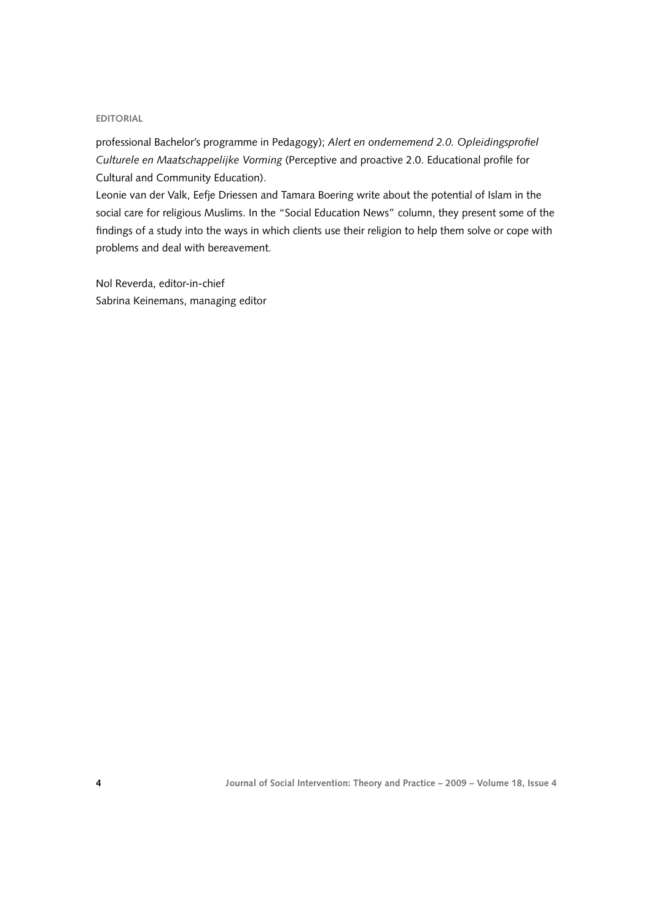professional Bachelor's programme in Pedagogy); *Alert en ondernemend 2.0. Opleidingsprofiel Culturele en Maatschappelijke Vorming* (Perceptive and proactive 2.0. Educational profile for Cultural and Community Education).

Leonie van der Valk, Eefje Driessen and Tamara Boering write about the potential of Islam in the social care for religious Muslims. In the "Social Education News" column, they present some of the findings of a study into the ways in which clients use their religion to help them solve or cope with problems and deal with bereavement.

Nol Reverda, editor-in-chief
Sabrina Keinemans, managing editor